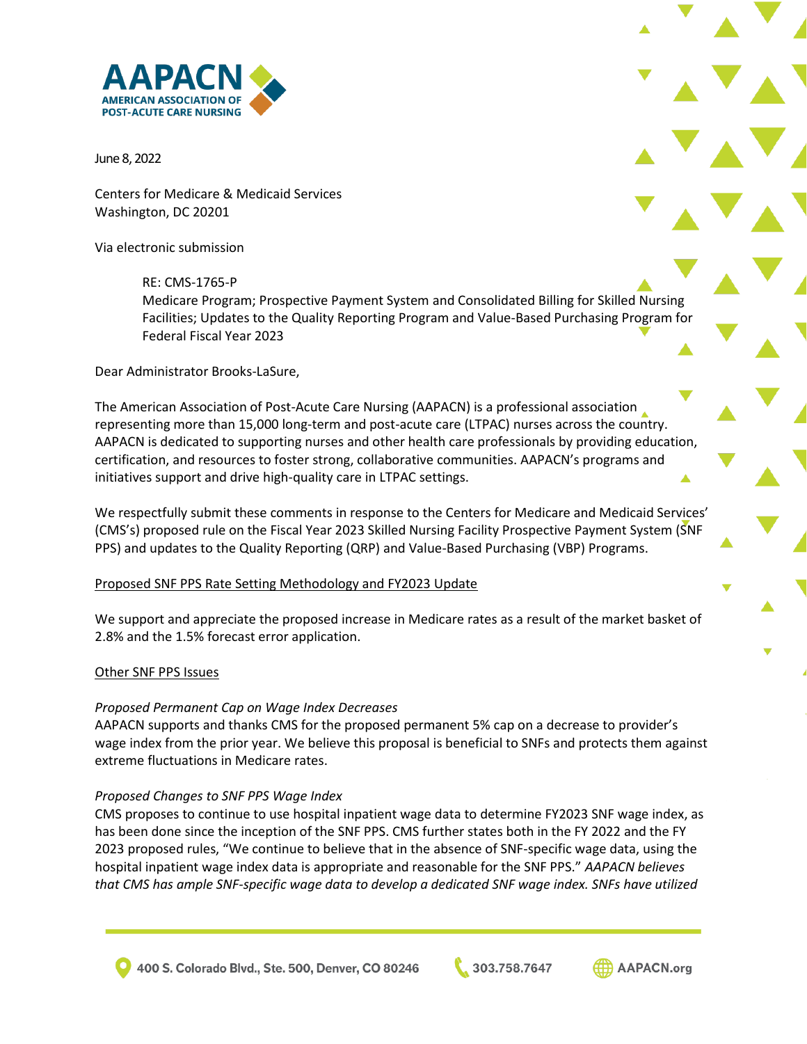AAPACN
AMERICAN ASSOCIATION OF POST-ACUTE CARE NURSING

June 8, 2022

Centers for Medicare & Medicaid Services
Washington, DC 20201

Via electronic submission

RE: CMS-1765-P
Medicare Program; Prospective Payment System and Consolidated Billing for Skilled Nursing Facilities; Updates to the Quality Reporting Program and Value-Based Purchasing Program for Federal Fiscal Year 2023

Dear Administrator Brooks-LaSure,

The American Association of Post-Acute Care Nursing (AAPACN) is a professional association representing more than 15,000 long-term and post-acute care (LTPAC) nurses across the country. AAPACN is dedicated to supporting nurses and other health care professionals by providing education, certification, and resources to foster strong, collaborative communities. AAPACN's programs and initiatives support and drive high-quality care in LTPAC settings.

We respectfully submit these comments in response to the Centers for Medicare and Medicaid Services' (CMS's) proposed rule on the Fiscal Year 2023 Skilled Nursing Facility Prospective Payment System (SNF PPS) and updates to the Quality Reporting (QRP) and Value-Based Purchasing (VBP) Programs.

<u>Proposed SNF PPS Rate Setting Methodology and FY2023 Update</u>

We support and appreciate the proposed increase in Medicare rates as a result of the market basket of 2.8% and the 1.5% forecast error application.

<u>Other SNF PPS Issues</u>

*Proposed Permanent Cap on Wage Index Decreases*
AAPACN supports and thanks CMS for the proposed permanent 5% cap on a decrease to provider's wage index from the prior year. We believe this proposal is beneficial to SNFs and protects them against extreme fluctuations in Medicare rates.

*Proposed Changes to SNF PPS Wage Index*
CMS proposes to continue to use hospital inpatient wage data to determine FY2023 SNF wage index, as has been done since the inception of the SNF PPS. CMS further states both in the FY 2022 and the FY 2023 proposed rules, "We continue to believe that in the absence of SNF-specific wage data, using the hospital inpatient wage index data is appropriate and reasonable for the SNF PPS." *AAPACN believes that CMS has ample SNF-specific wage data to develop a dedicated SNF wage index. SNFs have utilized*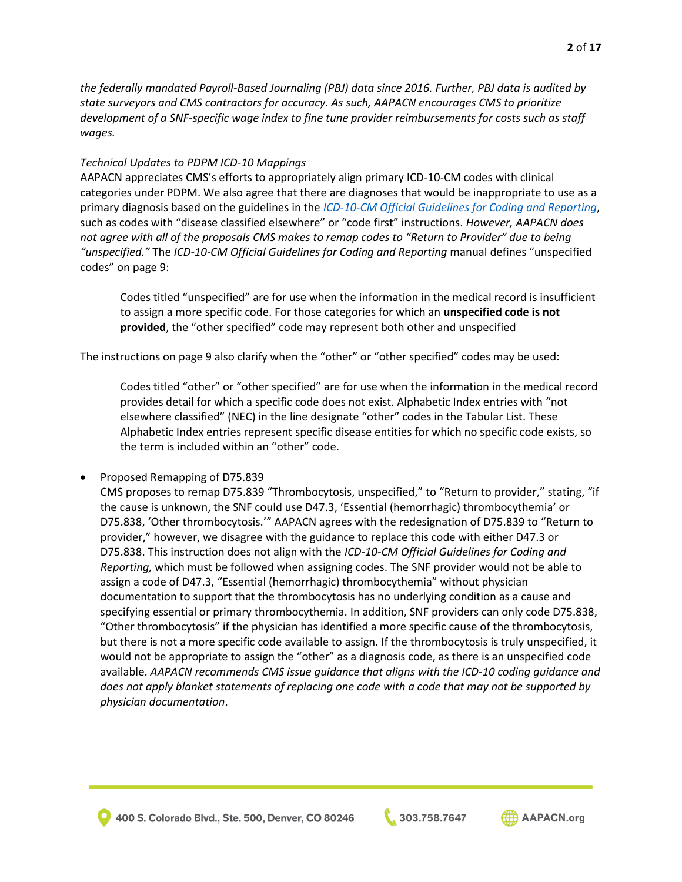*the federally mandated Payroll-Based Journaling (PBJ) data since 2016. Further, PBJ data is audited by state surveyors and CMS contractors for accuracy. As such, AAPACN encourages CMS to prioritize development of a SNF-specific wage index to fine tune provider reimbursements for costs such as staff wages.*

*Technical Updates to PDPM ICD-10 Mappings*

AAPACN appreciates CMS's efforts to appropriately align primary ICD-10-CM codes with clinical categories under PDPM. We also agree that there are diagnoses that would be inappropriate to use as a primary diagnosis based on the guidelines in the *ICD-10-CM Official Guidelines for Coding and Reporting*, such as codes with "disease classified elsewhere" or "code first" instructions. *However, AAPACN does not agree with all of the proposals CMS makes to remap codes to "Return to Provider" due to being "unspecified."* The *ICD-10-CM Official Guidelines for Coding and Reporting* manual defines "unspecified codes" on page 9:

> Codes titled "unspecified" are for use when the information in the medical record is insufficient to assign a more specific code. For those categories for which an **unspecified code is not provided**, the "other specified" code may represent both other and unspecified

The instructions on page 9 also clarify when the "other" or "other specified" codes may be used:

> Codes titled "other" or "other specified" are for use when the information in the medical record provides detail for which a specific code does not exist. Alphabetic Index entries with "not elsewhere classified" (NEC) in the line designate "other" codes in the Tabular List. These Alphabetic Index entries represent specific disease entities for which no specific code exists, so the term is included within an "other" code.

- Proposed Remapping of D75.839
  CMS proposes to remap D75.839 "Thrombocytosis, unspecified," to "Return to provider," stating, "if the cause is unknown, the SNF could use D47.3, 'Essential (hemorrhagic) thrombocythemia' or D75.838, 'Other thrombocytosis.'" AAPACN agrees with the redesignation of D75.839 to "Return to provider," however, we disagree with the guidance to replace this code with either D47.3 or D75.838. This instruction does not align with the *ICD-10-CM Official Guidelines for Coding and Reporting,* which must be followed when assigning codes. The SNF provider would not be able to assign a code of D47.3, "Essential (hemorrhagic) thrombocythemia" without physician documentation to support that the thrombocytosis has no underlying condition as a cause and specifying essential or primary thrombocythemia. In addition, SNF providers can only code D75.838, "Other thrombocytosis" if the physician has identified a more specific cause of the thrombocytosis, but there is not a more specific code available to assign. If the thrombocytosis is truly unspecified, it would not be appropriate to assign the "other" as a diagnosis code, as there is an unspecified code available. *AAPACN recommends CMS issue guidance that aligns with the ICD-10 coding guidance and does not apply blanket statements of replacing one code with a code that may not be supported by physician documentation*.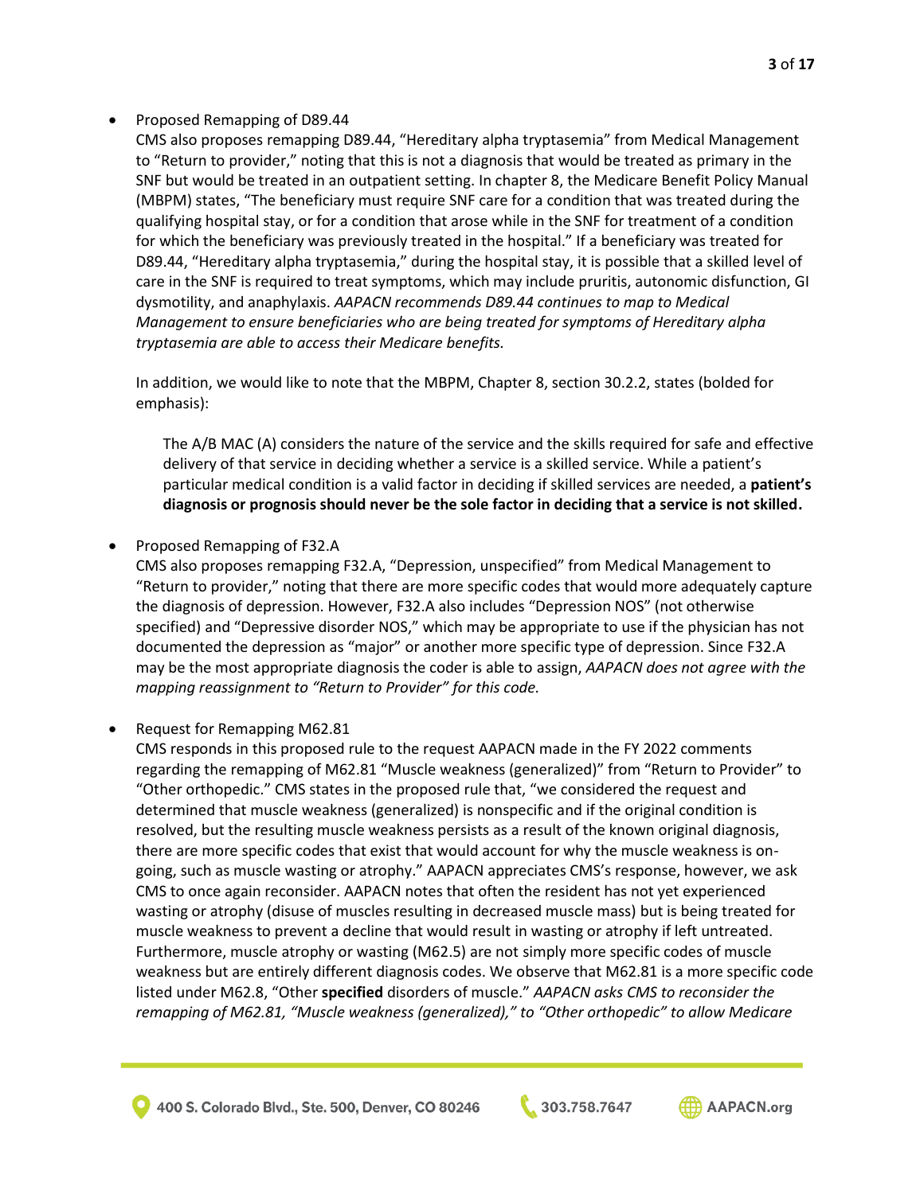- Proposed Remapping of D89.44

  CMS also proposes remapping D89.44, "Hereditary alpha tryptasemia" from Medical Management to "Return to provider," noting that this is not a diagnosis that would be treated as primary in the SNF but would be treated in an outpatient setting. In chapter 8, the Medicare Benefit Policy Manual (MBPM) states, "The beneficiary must require SNF care for a condition that was treated during the qualifying hospital stay, or for a condition that arose while in the SNF for treatment of a condition for which the beneficiary was previously treated in the hospital." If a beneficiary was treated for D89.44, "Hereditary alpha tryptasemia," during the hospital stay, it is possible that a skilled level of care in the SNF is required to treat symptoms, which may include pruritis, autonomic disfunction, GI dysmotility, and anaphylaxis. *AAPACN recommends D89.44 continues to map to Medical Management to ensure beneficiaries who are being treated for symptoms of Hereditary alpha tryptasemia are able to access their Medicare benefits.*

  In addition, we would like to note that the MBPM, Chapter 8, section 30.2.2, states (bolded for emphasis):

  > The A/B MAC (A) considers the nature of the service and the skills required for safe and effective delivery of that service in deciding whether a service is a skilled service. While a patient's particular medical condition is a valid factor in deciding if skilled services are needed, a **patient's diagnosis or prognosis should never be the sole factor in deciding that a service is not skilled.**

- Proposed Remapping of F32.A

  CMS also proposes remapping F32.A, "Depression, unspecified" from Medical Management to "Return to provider," noting that there are more specific codes that would more adequately capture the diagnosis of depression. However, F32.A also includes "Depression NOS" (not otherwise specified) and "Depressive disorder NOS," which may be appropriate to use if the physician has not documented the depression as "major" or another more specific type of depression. Since F32.A may be the most appropriate diagnosis the coder is able to assign, *AAPACN does not agree with the mapping reassignment to "Return to Provider" for this code.*

- Request for Remapping M62.81

  CMS responds in this proposed rule to the request AAPACN made in the FY 2022 comments regarding the remapping of M62.81 "Muscle weakness (generalized)" from "Return to Provider" to "Other orthopedic." CMS states in the proposed rule that, "we considered the request and determined that muscle weakness (generalized) is nonspecific and if the original condition is resolved, but the resulting muscle weakness persists as a result of the known original diagnosis, there are more specific codes that exist that would account for why the muscle weakness is on-going, such as muscle wasting or atrophy." AAPACN appreciates CMS's response, however, we ask CMS to once again reconsider. AAPACN notes that often the resident has not yet experienced wasting or atrophy (disuse of muscles resulting in decreased muscle mass) but is being treated for muscle weakness to prevent a decline that would result in wasting or atrophy if left untreated. Furthermore, muscle atrophy or wasting (M62.5) are not simply more specific codes of muscle weakness but are entirely different diagnosis codes. We observe that M62.81 is a more specific code listed under M62.8, "Other **specified** disorders of muscle." *AAPACN asks CMS to reconsider the remapping of M62.81, "Muscle weakness (generalized)," to "Other orthopedic" to allow Medicare*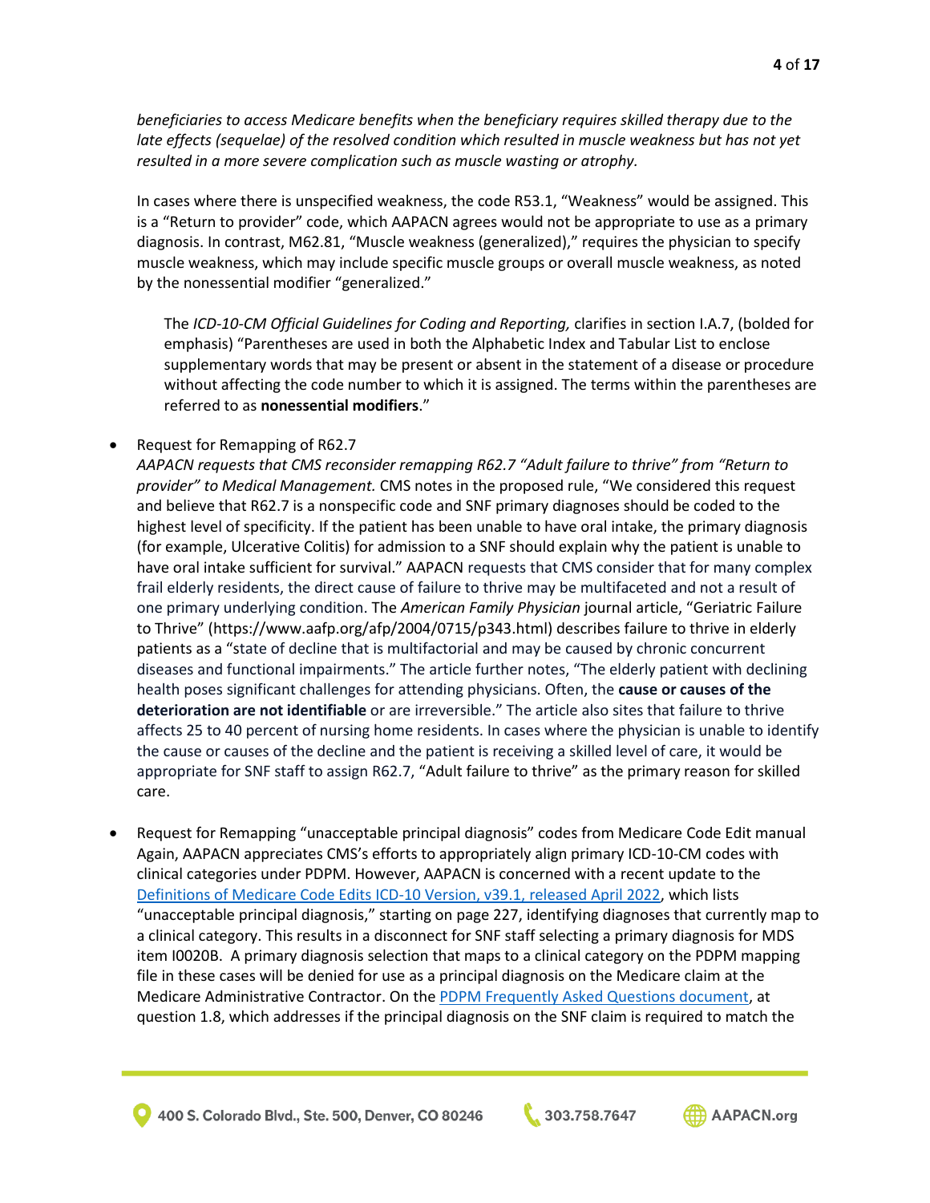*beneficiaries to access Medicare benefits when the beneficiary requires skilled therapy due to the late effects (sequelae) of the resolved condition which resulted in muscle weakness but has not yet resulted in a more severe complication such as muscle wasting or atrophy.*

In cases where there is unspecified weakness, the code R53.1, "Weakness" would be assigned. This is a "Return to provider" code, which AAPACN agrees would not be appropriate to use as a primary diagnosis. In contrast, M62.81, "Muscle weakness (generalized)," requires the physician to specify muscle weakness, which may include specific muscle groups or overall muscle weakness, as noted by the nonessential modifier "generalized."

> The *ICD-10-CM Official Guidelines for Coding and Reporting,* clarifies in section I.A.7, (bolded for emphasis) "Parentheses are used in both the Alphabetic Index and Tabular List to enclose supplementary words that may be present or absent in the statement of a disease or procedure without affecting the code number to which it is assigned. The terms within the parentheses are referred to as **nonessential modifiers**."

- Request for Remapping of R62.7
  *AAPACN requests that CMS reconsider remapping R62.7 "Adult failure to thrive" from "Return to provider" to Medical Management.* CMS notes in the proposed rule, "We considered this request and believe that R62.7 is a nonspecific code and SNF primary diagnoses should be coded to the highest level of specificity. If the patient has been unable to have oral intake, the primary diagnosis (for example, Ulcerative Colitis) for admission to a SNF should explain why the patient is unable to have oral intake sufficient for survival." AAPACN requests that CMS consider that for many complex frail elderly residents, the direct cause of failure to thrive may be multifaceted and not a result of one primary underlying condition. The *American Family Physician* journal article, "Geriatric Failure to Thrive" (https://www.aafp.org/afp/2004/0715/p343.html) describes failure to thrive in elderly patients as a "state of decline that is multifactorial and may be caused by chronic concurrent diseases and functional impairments." The article further notes, "The elderly patient with declining health poses significant challenges for attending physicians. Often, the **cause or causes of the deterioration are not identifiable** or are irreversible." The article also sites that failure to thrive affects 25 to 40 percent of nursing home residents. In cases where the physician is unable to identify the cause or causes of the decline and the patient is receiving a skilled level of care, it would be appropriate for SNF staff to assign R62.7, "Adult failure to thrive" as the primary reason for skilled care.

- Request for Remapping "unacceptable principal diagnosis" codes from Medicare Code Edit manual
  Again, AAPACN appreciates CMS's efforts to appropriately align primary ICD-10-CM codes with clinical categories under PDPM. However, AAPACN is concerned with a recent update to the Definitions of Medicare Code Edits ICD-10 Version, v39.1, released April 2022, which lists "unacceptable principal diagnosis," starting on page 227, identifying diagnoses that currently map to a clinical category. This results in a disconnect for SNF staff selecting a primary diagnosis for MDS item I0020B. A primary diagnosis selection that maps to a clinical category on the PDPM mapping file in these cases will be denied for use as a principal diagnosis on the Medicare claim at the Medicare Administrative Contractor. On the PDPM Frequently Asked Questions document, at question 1.8, which addresses if the principal diagnosis on the SNF claim is required to match the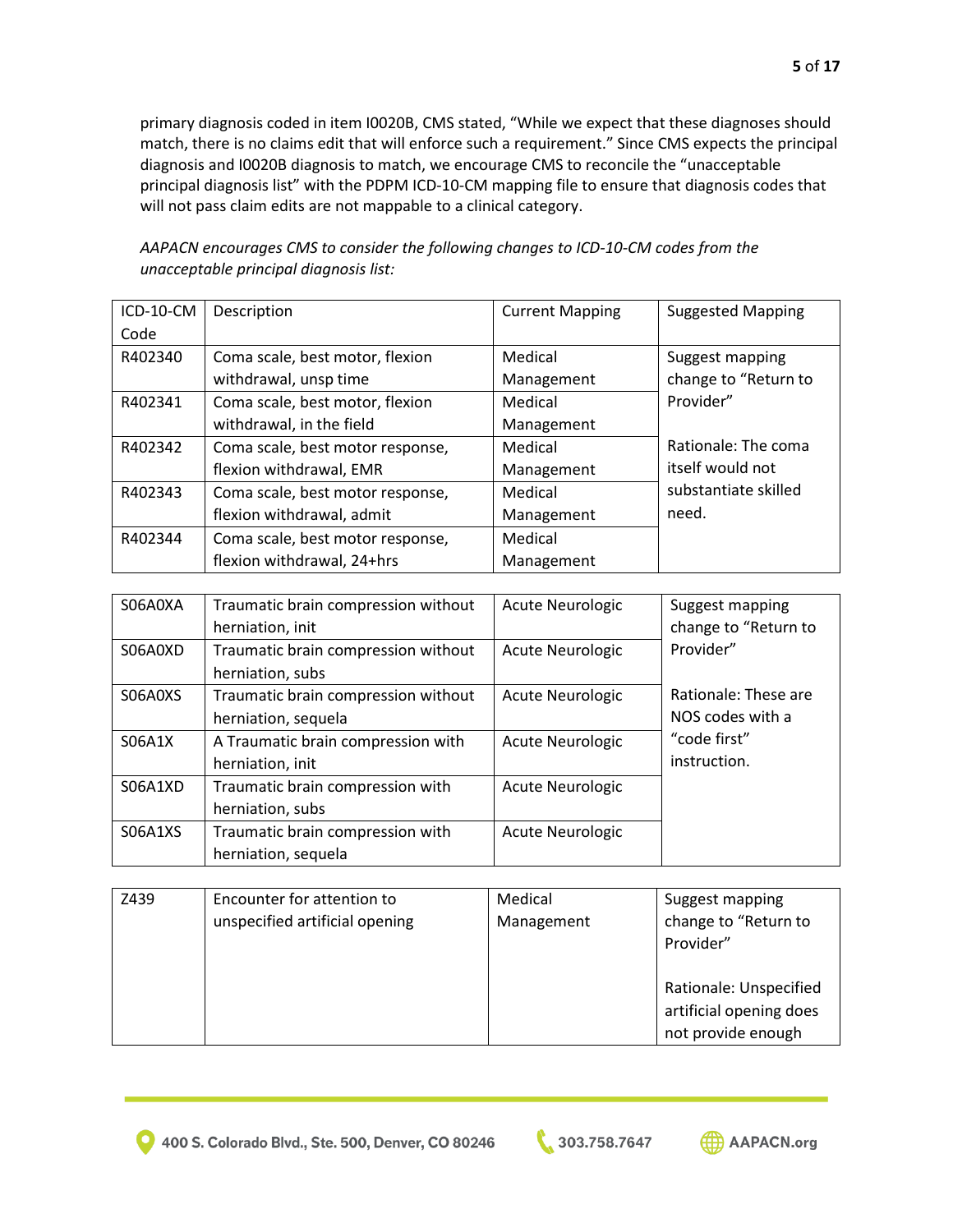primary diagnosis coded in item I0020B, CMS stated, "While we expect that these diagnoses should match, there is no claims edit that will enforce such a requirement." Since CMS expects the principal diagnosis and I0020B diagnosis to match, we encourage CMS to reconcile the "unacceptable principal diagnosis list" with the PDPM ICD-10-CM mapping file to ensure that diagnosis codes that will not pass claim edits are not mappable to a clinical category.

*AAPACN encourages CMS to consider the following changes to ICD-10-CM codes from the unacceptable principal diagnosis list:*

| ICD-10-CM Code | Description | Current Mapping | Suggested Mapping |
|---|---|---|---|
| R402340 | Coma scale, best motor, flexion withdrawal, unsp time | Medical Management | Suggest mapping change to "Return to Provider"<br><br>Rationale: The coma itself would not substantiate skilled need. |
| R402341 | Coma scale, best motor, flexion withdrawal, in the field | Medical Management | |
| R402342 | Coma scale, best motor response, flexion withdrawal, EMR | Medical Management | |
| R402343 | Coma scale, best motor response, flexion withdrawal, admit | Medical Management | |
| R402344 | Coma scale, best motor response, flexion withdrawal, 24+hrs | Medical Management | |

| | | | |
|---|---|---|---|
| S06A0XA | Traumatic brain compression without herniation, init | Acute Neurologic | Suggest mapping change to "Return to Provider"<br><br>Rationale: These are NOS codes with a "code first" instruction. |
| S06A0XD | Traumatic brain compression without herniation, subs | Acute Neurologic | |
| S06A0XS | Traumatic brain compression without herniation, sequela | Acute Neurologic | |
| S06A1X | A Traumatic brain compression with herniation, init | Acute Neurologic | |
| S06A1XD | Traumatic brain compression with herniation, subs | Acute Neurologic | |
| S06A1XS | Traumatic brain compression with herniation, sequela | Acute Neurologic | |

| | | | |
|---|---|---|---|
| Z439 | Encounter for attention to unspecified artificial opening | Medical Management | Suggest mapping change to "Return to Provider"<br><br>Rationale: Unspecified artificial opening does not provide enough |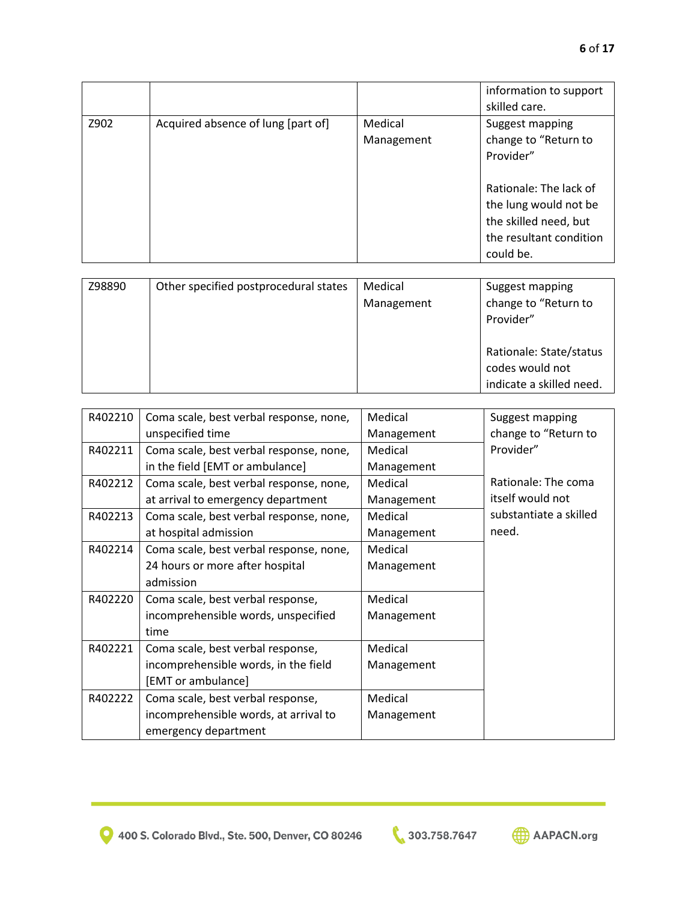| | | | information to support skilled care. |
|---|---|---|---|
| Z902 | Acquired absence of lung [part of] | Medical Management | Suggest mapping change to "Return to Provider"<br><br>Rationale: The lack of the lung would not be the skilled need, but the resultant condition could be. |

| Z98890 | Other specified postprocedural states | Medical Management | Suggest mapping change to "Return to Provider"<br><br>Rationale: State/status codes would not indicate a skilled need. |
|---|---|---|---|

| R402210 | Coma scale, best verbal response, none, unspecified time | Medical Management | Suggest mapping change to "Return to Provider"<br><br>Rationale: The coma itself would not substantiate a skilled need. |
|---|---|---|---|
| R402211 | Coma scale, best verbal response, none, in the field [EMT or ambulance] | Medical Management | |
| R402212 | Coma scale, best verbal response, none, at arrival to emergency department | Medical Management | |
| R402213 | Coma scale, best verbal response, none, at hospital admission | Medical Management | |
| R402214 | Coma scale, best verbal response, none, 24 hours or more after hospital admission | Medical Management | |
| R402220 | Coma scale, best verbal response, incomprehensible words, unspecified time | Medical Management | |
| R402221 | Coma scale, best verbal response, incomprehensible words, in the field [EMT or ambulance] | Medical Management | |
| R402222 | Coma scale, best verbal response, incomprehensible words, at arrival to emergency department | Medical Management | |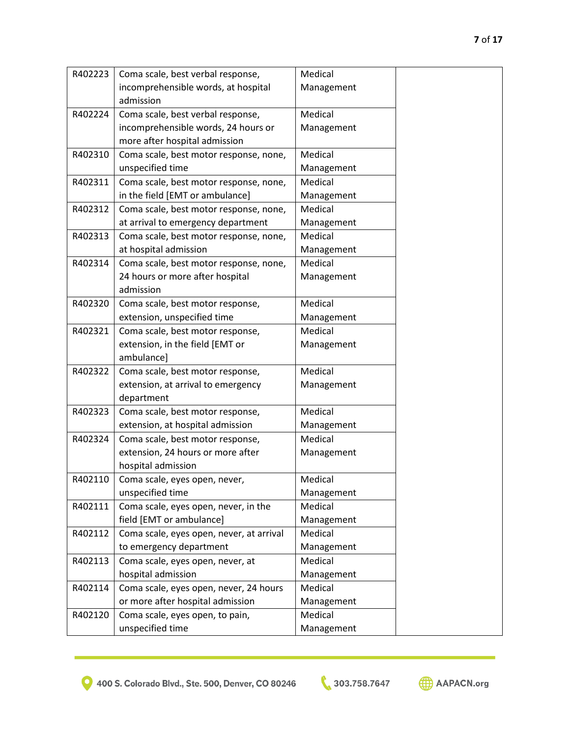| | | | |
|---|---|---|---|
| R402223 | Coma scale, best verbal response, incomprehensible words, at hospital admission | Medical Management | |
| R402224 | Coma scale, best verbal response, incomprehensible words, 24 hours or more after hospital admission | Medical Management | |
| R402310 | Coma scale, best motor response, none, unspecified time | Medical Management | |
| R402311 | Coma scale, best motor response, none, in the field [EMT or ambulance] | Medical Management | |
| R402312 | Coma scale, best motor response, none, at arrival to emergency department | Medical Management | |
| R402313 | Coma scale, best motor response, none, at hospital admission | Medical Management | |
| R402314 | Coma scale, best motor response, none, 24 hours or more after hospital admission | Medical Management | |
| R402320 | Coma scale, best motor response, extension, unspecified time | Medical Management | |
| R402321 | Coma scale, best motor response, extension, in the field [EMT or ambulance] | Medical Management | |
| R402322 | Coma scale, best motor response, extension, at arrival to emergency department | Medical Management | |
| R402323 | Coma scale, best motor response, extension, at hospital admission | Medical Management | |
| R402324 | Coma scale, best motor response, extension, 24 hours or more after hospital admission | Medical Management | |
| R402110 | Coma scale, eyes open, never, unspecified time | Medical Management | |
| R402111 | Coma scale, eyes open, never, in the field [EMT or ambulance] | Medical Management | |
| R402112 | Coma scale, eyes open, never, at arrival to emergency department | Medical Management | |
| R402113 | Coma scale, eyes open, never, at hospital admission | Medical Management | |
| R402114 | Coma scale, eyes open, never, 24 hours or more after hospital admission | Medical Management | |
| R402120 | Coma scale, eyes open, to pain, unspecified time | Medical Management | |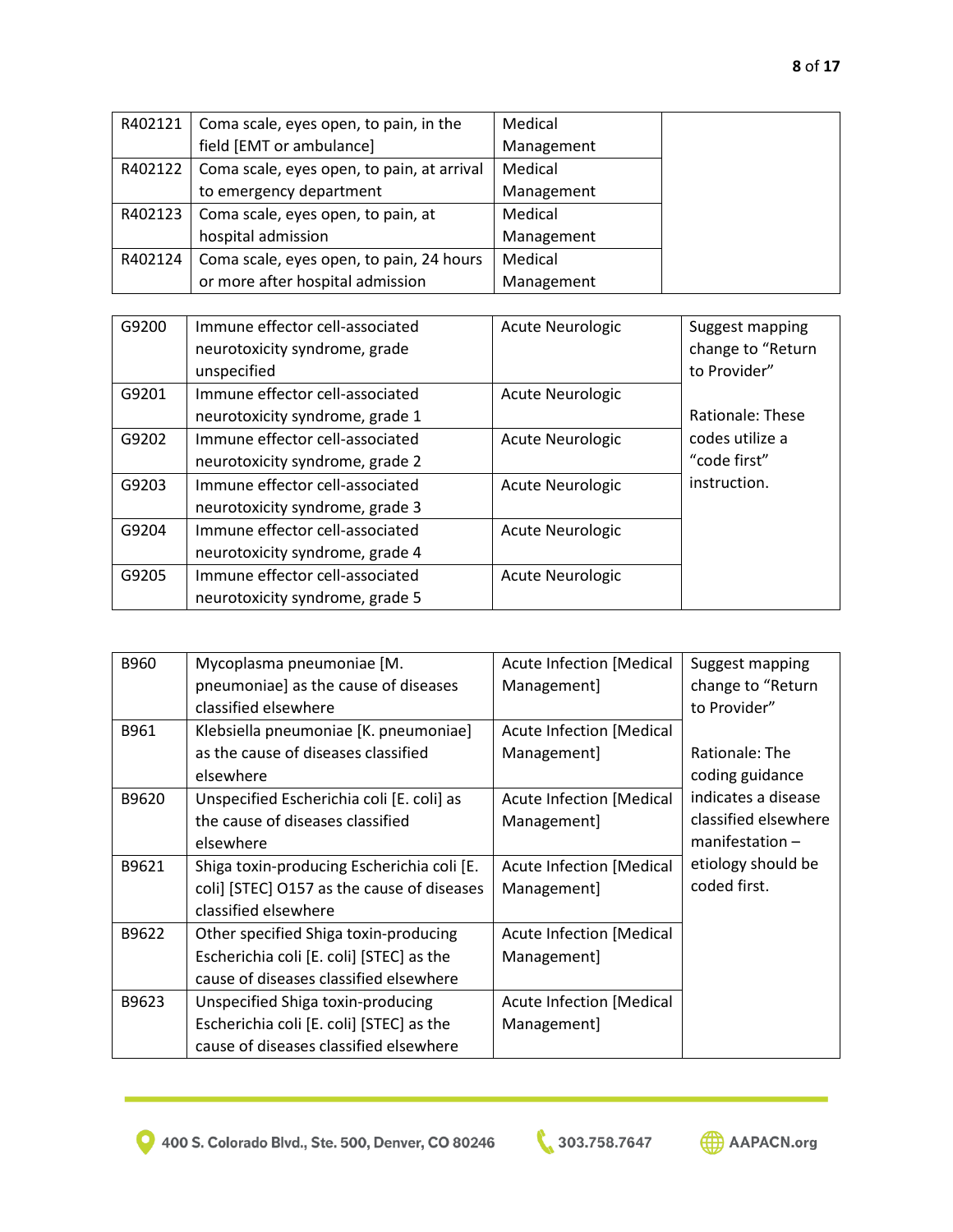| | | | |
|---|---|---|---|
| R402121 | Coma scale, eyes open, to pain, in the field [EMT or ambulance] | Medical Management | |
| R402122 | Coma scale, eyes open, to pain, at arrival to emergency department | Medical Management | |
| R402123 | Coma scale, eyes open, to pain, at hospital admission | Medical Management | |
| R402124 | Coma scale, eyes open, to pain, 24 hours or more after hospital admission | Medical Management | |

| | | | |
|---|---|---|---|
| G9200 | Immune effector cell-associated neurotoxicity syndrome, grade unspecified | Acute Neurologic | Suggest mapping change to "Return to Provider"<br><br>Rationale: These codes utilize a "code first" instruction. |
| G9201 | Immune effector cell-associated neurotoxicity syndrome, grade 1 | Acute Neurologic | |
| G9202 | Immune effector cell-associated neurotoxicity syndrome, grade 2 | Acute Neurologic | |
| G9203 | Immune effector cell-associated neurotoxicity syndrome, grade 3 | Acute Neurologic | |
| G9204 | Immune effector cell-associated neurotoxicity syndrome, grade 4 | Acute Neurologic | |
| G9205 | Immune effector cell-associated neurotoxicity syndrome, grade 5 | Acute Neurologic | |

| | | | |
|---|---|---|---|
| B960 | Mycoplasma pneumoniae [M. pneumoniae] as the cause of diseases classified elsewhere | Acute Infection [Medical Management] | Suggest mapping change to "Return to Provider"<br><br>Rationale: The coding guidance indicates a disease classified elsewhere manifestation – etiology should be coded first. |
| B961 | Klebsiella pneumoniae [K. pneumoniae] as the cause of diseases classified elsewhere | Acute Infection [Medical Management] | |
| B9620 | Unspecified Escherichia coli [E. coli] as the cause of diseases classified elsewhere | Acute Infection [Medical Management] | |
| B9621 | Shiga toxin-producing Escherichia coli [E. coli] [STEC] O157 as the cause of diseases classified elsewhere | Acute Infection [Medical Management] | |
| B9622 | Other specified Shiga toxin-producing Escherichia coli [E. coli] [STEC] as the cause of diseases classified elsewhere | Acute Infection [Medical Management] | |
| B9623 | Unspecified Shiga toxin-producing Escherichia coli [E. coli] [STEC] as the cause of diseases classified elsewhere | Acute Infection [Medical Management] | |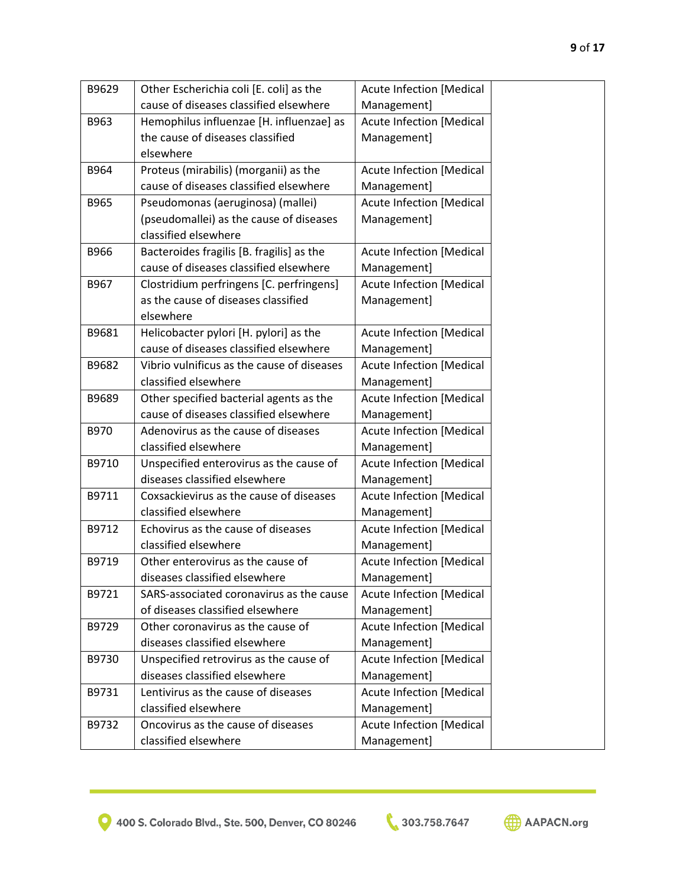| | | | |
|---|---|---|---|
| B9629 | Other Escherichia coli [E. coli] as the cause of diseases classified elsewhere | Acute Infection [Medical Management] | |
| B963 | Hemophilus influenzae [H. influenzae] as the cause of diseases classified elsewhere | Acute Infection [Medical Management] | |
| B964 | Proteus (mirabilis) (morganii) as the cause of diseases classified elsewhere | Acute Infection [Medical Management] | |
| B965 | Pseudomonas (aeruginosa) (mallei) (pseudomallei) as the cause of diseases classified elsewhere | Acute Infection [Medical Management] | |
| B966 | Bacteroides fragilis [B. fragilis] as the cause of diseases classified elsewhere | Acute Infection [Medical Management] | |
| B967 | Clostridium perfringens [C. perfringens] as the cause of diseases classified elsewhere | Acute Infection [Medical Management] | |
| B9681 | Helicobacter pylori [H. pylori] as the cause of diseases classified elsewhere | Acute Infection [Medical Management] | |
| B9682 | Vibrio vulnificus as the cause of diseases classified elsewhere | Acute Infection [Medical Management] | |
| B9689 | Other specified bacterial agents as the cause of diseases classified elsewhere | Acute Infection [Medical Management] | |
| B970 | Adenovirus as the cause of diseases classified elsewhere | Acute Infection [Medical Management] | |
| B9710 | Unspecified enterovirus as the cause of diseases classified elsewhere | Acute Infection [Medical Management] | |
| B9711 | Coxsackievirus as the cause of diseases classified elsewhere | Acute Infection [Medical Management] | |
| B9712 | Echovirus as the cause of diseases classified elsewhere | Acute Infection [Medical Management] | |
| B9719 | Other enterovirus as the cause of diseases classified elsewhere | Acute Infection [Medical Management] | |
| B9721 | SARS-associated coronavirus as the cause of diseases classified elsewhere | Acute Infection [Medical Management] | |
| B9729 | Other coronavirus as the cause of diseases classified elsewhere | Acute Infection [Medical Management] | |
| B9730 | Unspecified retrovirus as the cause of diseases classified elsewhere | Acute Infection [Medical Management] | |
| B9731 | Lentivirus as the cause of diseases classified elsewhere | Acute Infection [Medical Management] | |
| B9732 | Oncovirus as the cause of diseases classified elsewhere | Acute Infection [Medical Management] | |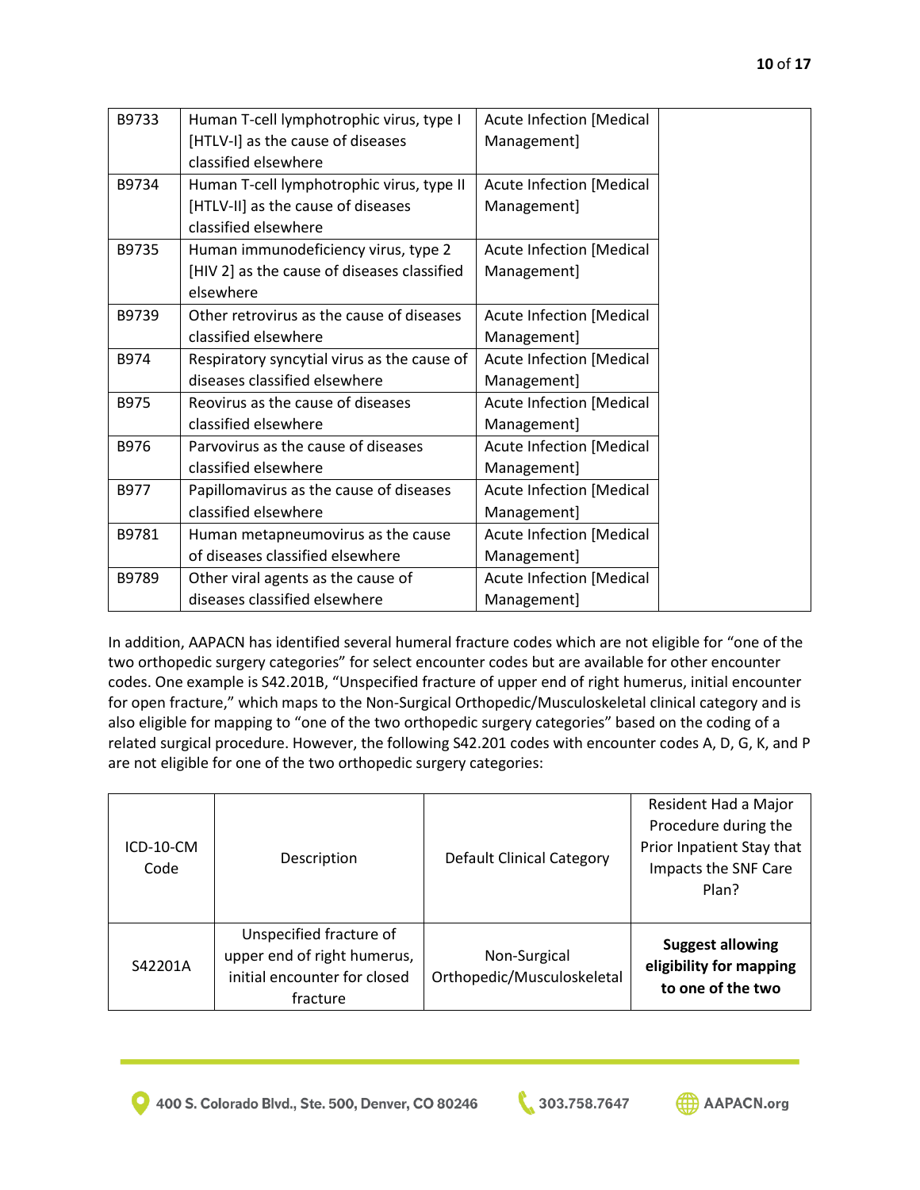| | | | |
|---|---|---|---|
| B9733 | Human T-cell lymphotrophic virus, type I [HTLV-I] as the cause of diseases classified elsewhere | Acute Infection [Medical Management] | |
| B9734 | Human T-cell lymphotrophic virus, type II [HTLV-II] as the cause of diseases classified elsewhere | Acute Infection [Medical Management] | |
| B9735 | Human immunodeficiency virus, type 2 [HIV 2] as the cause of diseases classified elsewhere | Acute Infection [Medical Management] | |
| B9739 | Other retrovirus as the cause of diseases classified elsewhere | Acute Infection [Medical Management] | |
| B974 | Respiratory syncytial virus as the cause of diseases classified elsewhere | Acute Infection [Medical Management] | |
| B975 | Reovirus as the cause of diseases classified elsewhere | Acute Infection [Medical Management] | |
| B976 | Parvovirus as the cause of diseases classified elsewhere | Acute Infection [Medical Management] | |
| B977 | Papillomavirus as the cause of diseases classified elsewhere | Acute Infection [Medical Management] | |
| B9781 | Human metapneumovirus as the cause of diseases classified elsewhere | Acute Infection [Medical Management] | |
| B9789 | Other viral agents as the cause of diseases classified elsewhere | Acute Infection [Medical Management] | |

In addition, AAPACN has identified several humeral fracture codes which are not eligible for "one of the two orthopedic surgery categories" for select encounter codes but are available for other encounter codes. One example is S42.201B, "Unspecified fracture of upper end of right humerus, initial encounter for open fracture," which maps to the Non-Surgical Orthopedic/Musculoskeletal clinical category and is also eligible for mapping to "one of the two orthopedic surgery categories" based on the coding of a related surgical procedure. However, the following S42.201 codes with encounter codes A, D, G, K, and P are not eligible for one of the two orthopedic surgery categories:

| ICD-10-CM Code | Description | Default Clinical Category | Resident Had a Major Procedure during the Prior Inpatient Stay that Impacts the SNF Care Plan? |
|---|---|---|---|
| S42201A | Unspecified fracture of upper end of right humerus, initial encounter for closed fracture | Non-Surgical Orthopedic/Musculoskeletal | **Suggest allowing eligibility for mapping to one of the two** |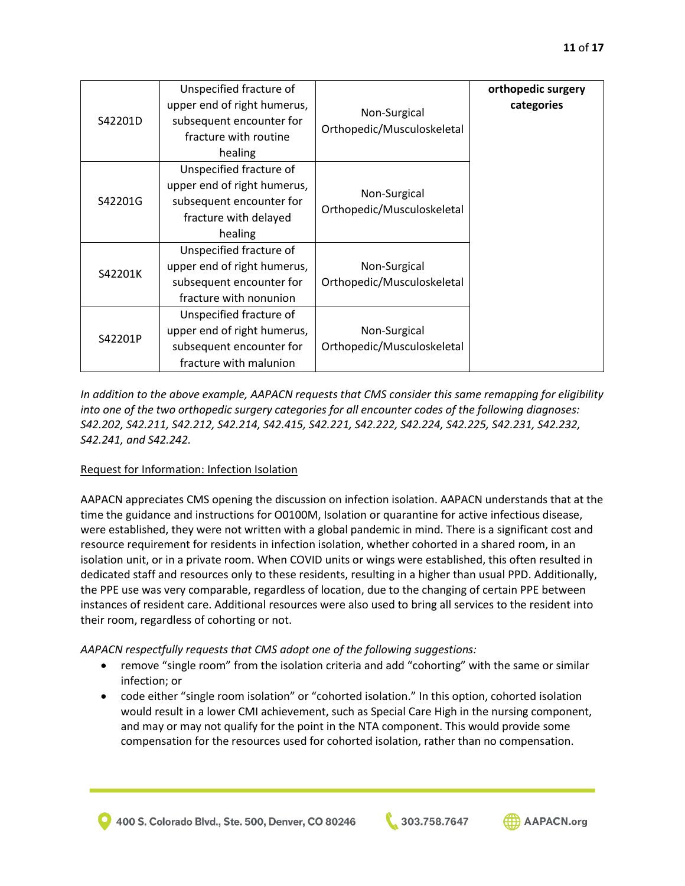| S42201D | Unspecified fracture of upper end of right humerus, subsequent encounter for fracture with routine healing | Non-Surgical Orthopedic/Musculoskeletal | **orthopedic surgery categories** |
| --- | --- | --- | --- |
| S42201G | Unspecified fracture of upper end of right humerus, subsequent encounter for fracture with delayed healing | Non-Surgical Orthopedic/Musculoskeletal | |
| S42201K | Unspecified fracture of upper end of right humerus, subsequent encounter for fracture with nonunion | Non-Surgical Orthopedic/Musculoskeletal | |
| S42201P | Unspecified fracture of upper end of right humerus, subsequent encounter for fracture with malunion | Non-Surgical Orthopedic/Musculoskeletal | |

*In addition to the above example, AAPACN requests that CMS consider this same remapping for eligibility into one of the two orthopedic surgery categories for all encounter codes of the following diagnoses: S42.202, S42.211, S42.212, S42.214, S42.415, S42.221, S42.222, S42.224, S42.225, S42.231, S42.232, S42.241, and S42.242.*

Request for Information: Infection Isolation

AAPACN appreciates CMS opening the discussion on infection isolation. AAPACN understands that at the time the guidance and instructions for O0100M, Isolation or quarantine for active infectious disease, were established, they were not written with a global pandemic in mind. There is a significant cost and resource requirement for residents in infection isolation, whether cohorted in a shared room, in an isolation unit, or in a private room. When COVID units or wings were established, this often resulted in dedicated staff and resources only to these residents, resulting in a higher than usual PPD. Additionally, the PPE use was very comparable, regardless of location, due to the changing of certain PPE between instances of resident care. Additional resources were also used to bring all services to the resident into their room, regardless of cohorting or not.

*AAPACN respectfully requests that CMS adopt one of the following suggestions:*

- remove "single room" from the isolation criteria and add "cohorting" with the same or similar infection; or
- code either "single room isolation" or "cohorted isolation." In this option, cohorted isolation would result in a lower CMI achievement, such as Special Care High in the nursing component, and may or may not qualify for the point in the NTA component. This would provide some compensation for the resources used for cohorted isolation, rather than no compensation.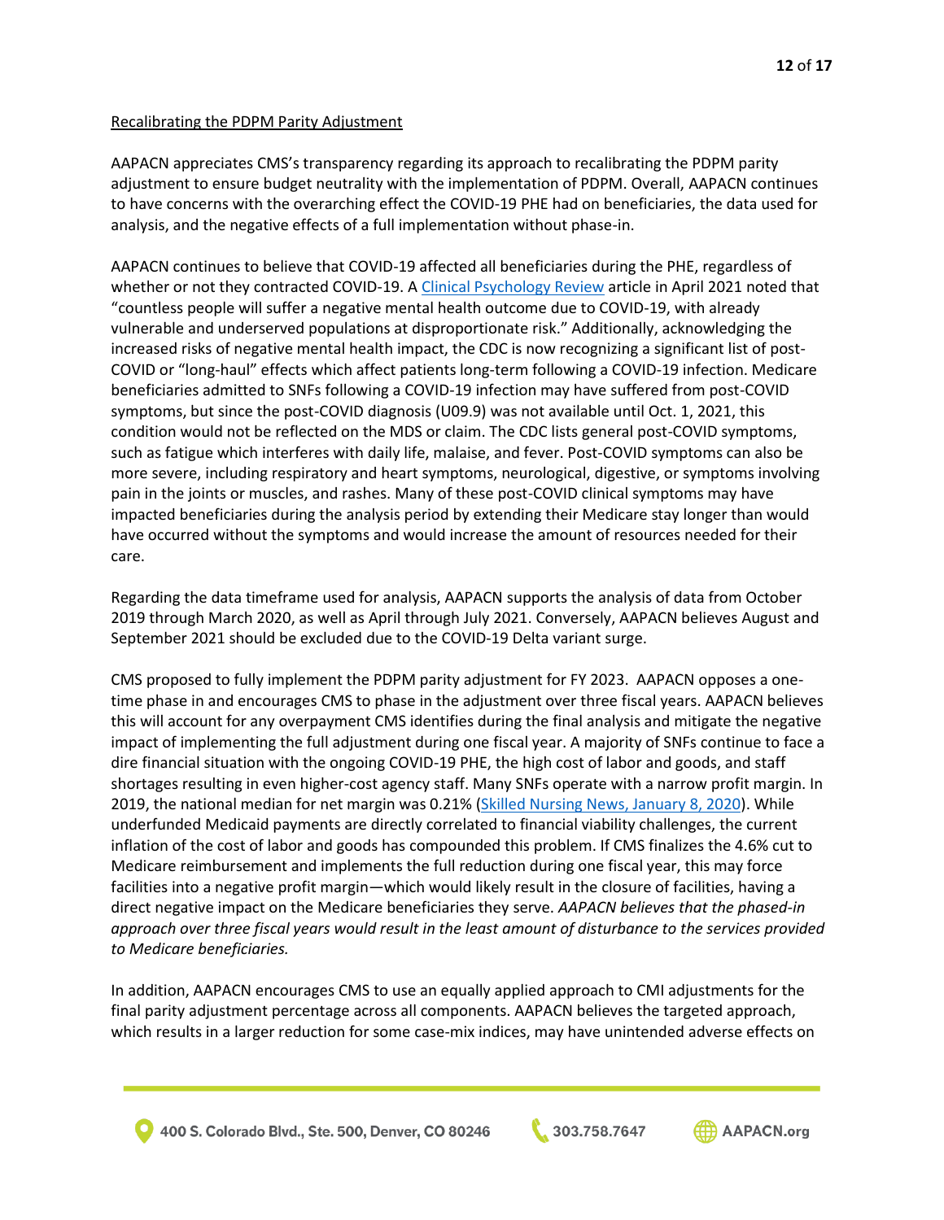Recalibrating the PDPM Parity Adjustment

AAPACN appreciates CMS's transparency regarding its approach to recalibrating the PDPM parity adjustment to ensure budget neutrality with the implementation of PDPM. Overall, AAPACN continues to have concerns with the overarching effect the COVID-19 PHE had on beneficiaries, the data used for analysis, and the negative effects of a full implementation without phase-in.

AAPACN continues to believe that COVID-19 affected all beneficiaries during the PHE, regardless of whether or not they contracted COVID-19. A Clinical Psychology Review article in April 2021 noted that "countless people will suffer a negative mental health outcome due to COVID-19, with already vulnerable and underserved populations at disproportionate risk." Additionally, acknowledging the increased risks of negative mental health impact, the CDC is now recognizing a significant list of post-COVID or "long-haul" effects which affect patients long-term following a COVID-19 infection. Medicare beneficiaries admitted to SNFs following a COVID-19 infection may have suffered from post-COVID symptoms, but since the post-COVID diagnosis (U09.9) was not available until Oct. 1, 2021, this condition would not be reflected on the MDS or claim. The CDC lists general post-COVID symptoms, such as fatigue which interferes with daily life, malaise, and fever. Post-COVID symptoms can also be more severe, including respiratory and heart symptoms, neurological, digestive, or symptoms involving pain in the joints or muscles, and rashes. Many of these post-COVID clinical symptoms may have impacted beneficiaries during the analysis period by extending their Medicare stay longer than would have occurred without the symptoms and would increase the amount of resources needed for their care.

Regarding the data timeframe used for analysis, AAPACN supports the analysis of data from October 2019 through March 2020, as well as April through July 2021. Conversely, AAPACN believes August and September 2021 should be excluded due to the COVID-19 Delta variant surge.

CMS proposed to fully implement the PDPM parity adjustment for FY 2023. AAPACN opposes a one-time phase in and encourages CMS to phase in the adjustment over three fiscal years. AAPACN believes this will account for any overpayment CMS identifies during the final analysis and mitigate the negative impact of implementing the full adjustment during one fiscal year. A majority of SNFs continue to face a dire financial situation with the ongoing COVID-19 PHE, the high cost of labor and goods, and staff shortages resulting in even higher-cost agency staff. Many SNFs operate with a narrow profit margin. In 2019, the national median for net margin was 0.21% (Skilled Nursing News, January 8, 2020). While underfunded Medicaid payments are directly correlated to financial viability challenges, the current inflation of the cost of labor and goods has compounded this problem. If CMS finalizes the 4.6% cut to Medicare reimbursement and implements the full reduction during one fiscal year, this may force facilities into a negative profit margin—which would likely result in the closure of facilities, having a direct negative impact on the Medicare beneficiaries they serve. *AAPACN believes that the phased-in approach over three fiscal years would result in the least amount of disturbance to the services provided to Medicare beneficiaries.*

In addition, AAPACN encourages CMS to use an equally applied approach to CMI adjustments for the final parity adjustment percentage across all components. AAPACN believes the targeted approach, which results in a larger reduction for some case-mix indices, may have unintended adverse effects on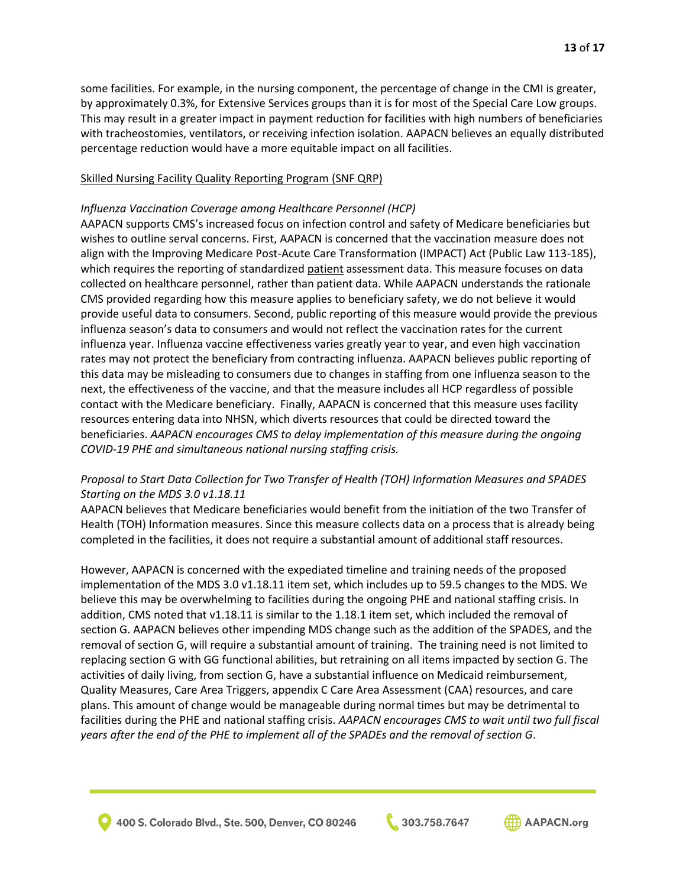some facilities. For example, in the nursing component, the percentage of change in the CMI is greater, by approximately 0.3%, for Extensive Services groups than it is for most of the Special Care Low groups. This may result in a greater impact in payment reduction for facilities with high numbers of beneficiaries with tracheostomies, ventilators, or receiving infection isolation. AAPACN believes an equally distributed percentage reduction would have a more equitable impact on all facilities.

<u>Skilled Nursing Facility Quality Reporting Program (SNF QRP)</u>

*Influenza Vaccination Coverage among Healthcare Personnel (HCP)*

AAPACN supports CMS's increased focus on infection control and safety of Medicare beneficiaries but wishes to outline serval concerns. First, AAPACN is concerned that the vaccination measure does not align with the Improving Medicare Post-Acute Care Transformation (IMPACT) Act (Public Law 113-185), which requires the reporting of standardized <u>patient</u> assessment data. This measure focuses on data collected on healthcare personnel, rather than patient data. While AAPACN understands the rationale CMS provided regarding how this measure applies to beneficiary safety, we do not believe it would provide useful data to consumers. Second, public reporting of this measure would provide the previous influenza season's data to consumers and would not reflect the vaccination rates for the current influenza year. Influenza vaccine effectiveness varies greatly year to year, and even high vaccination rates may not protect the beneficiary from contracting influenza. AAPACN believes public reporting of this data may be misleading to consumers due to changes in staffing from one influenza season to the next, the effectiveness of the vaccine, and that the measure includes all HCP regardless of possible contact with the Medicare beneficiary. Finally, AAPACN is concerned that this measure uses facility resources entering data into NHSN, which diverts resources that could be directed toward the beneficiaries. *AAPACN encourages CMS to delay implementation of this measure during the ongoing COVID-19 PHE and simultaneous national nursing staffing crisis.*

*Proposal to Start Data Collection for Two Transfer of Health (TOH) Information Measures and SPADES Starting on the MDS 3.0 v1.18.11*

AAPACN believes that Medicare beneficiaries would benefit from the initiation of the two Transfer of Health (TOH) Information measures. Since this measure collects data on a process that is already being completed in the facilities, it does not require a substantial amount of additional staff resources.

However, AAPACN is concerned with the expediated timeline and training needs of the proposed implementation of the MDS 3.0 v1.18.11 item set, which includes up to 59.5 changes to the MDS. We believe this may be overwhelming to facilities during the ongoing PHE and national staffing crisis. In addition, CMS noted that v1.18.11 is similar to the 1.18.1 item set, which included the removal of section G. AAPACN believes other impending MDS change such as the addition of the SPADES, and the removal of section G, will require a substantial amount of training. The training need is not limited to replacing section G with GG functional abilities, but retraining on all items impacted by section G. The activities of daily living, from section G, have a substantial influence on Medicaid reimbursement, Quality Measures, Care Area Triggers, appendix C Care Area Assessment (CAA) resources, and care plans. This amount of change would be manageable during normal times but may be detrimental to facilities during the PHE and national staffing crisis. *AAPACN encourages CMS to wait until two full fiscal years after the end of the PHE to implement all of the SPADEs and the removal of section G*.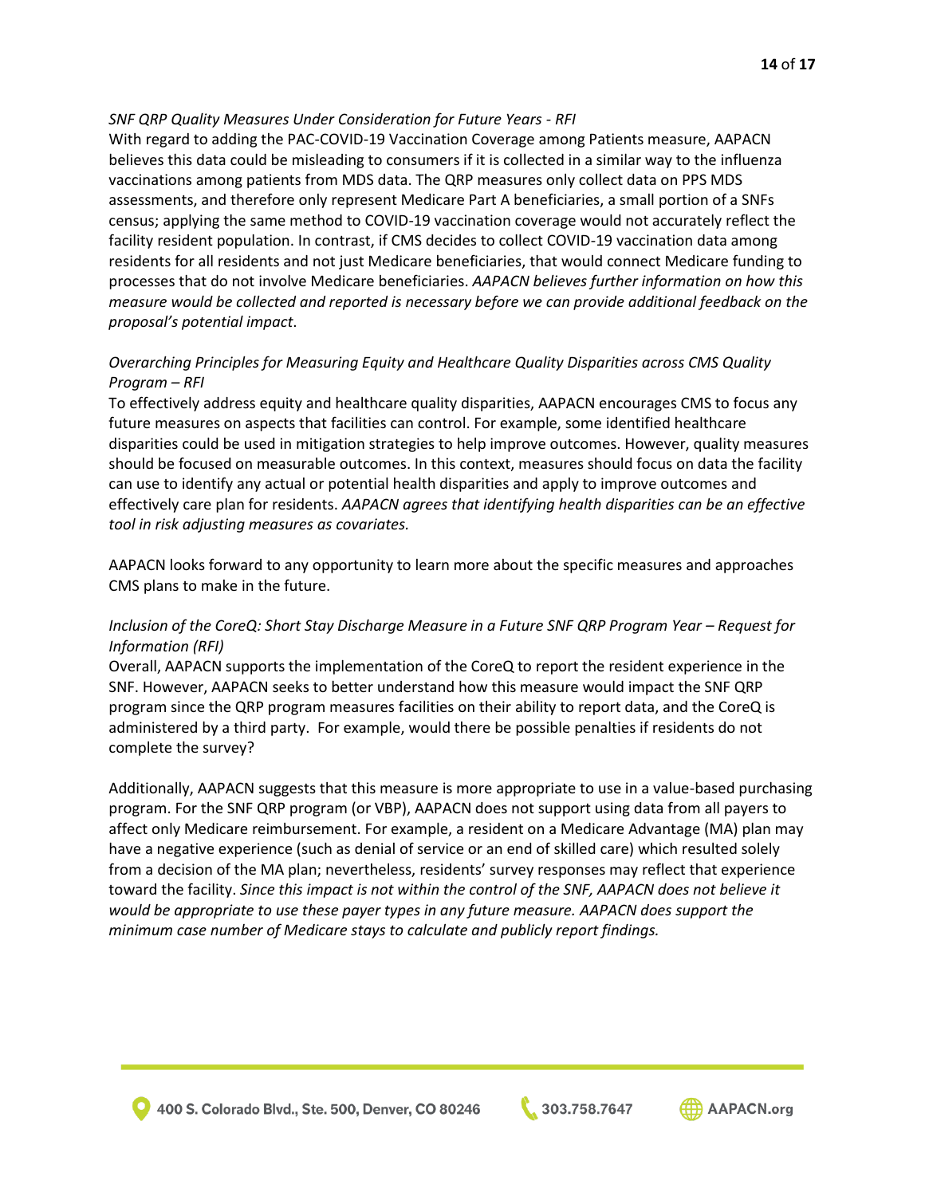*SNF QRP Quality Measures Under Consideration for Future Years - RFI*

With regard to adding the PAC-COVID-19 Vaccination Coverage among Patients measure, AAPACN believes this data could be misleading to consumers if it is collected in a similar way to the influenza vaccinations among patients from MDS data. The QRP measures only collect data on PPS MDS assessments, and therefore only represent Medicare Part A beneficiaries, a small portion of a SNFs census; applying the same method to COVID-19 vaccination coverage would not accurately reflect the facility resident population. In contrast, if CMS decides to collect COVID-19 vaccination data among residents for all residents and not just Medicare beneficiaries, that would connect Medicare funding to processes that do not involve Medicare beneficiaries. *AAPACN believes further information on how this measure would be collected and reported is necessary before we can provide additional feedback on the proposal's potential impact*.

*Overarching Principles for Measuring Equity and Healthcare Quality Disparities across CMS Quality Program – RFI*

To effectively address equity and healthcare quality disparities, AAPACN encourages CMS to focus any future measures on aspects that facilities can control. For example, some identified healthcare disparities could be used in mitigation strategies to help improve outcomes. However, quality measures should be focused on measurable outcomes. In this context, measures should focus on data the facility can use to identify any actual or potential health disparities and apply to improve outcomes and effectively care plan for residents. *AAPACN agrees that identifying health disparities can be an effective tool in risk adjusting measures as covariates.*

AAPACN looks forward to any opportunity to learn more about the specific measures and approaches CMS plans to make in the future.

*Inclusion of the CoreQ: Short Stay Discharge Measure in a Future SNF QRP Program Year – Request for Information (RFI)*

Overall, AAPACN supports the implementation of the CoreQ to report the resident experience in the SNF. However, AAPACN seeks to better understand how this measure would impact the SNF QRP program since the QRP program measures facilities on their ability to report data, and the CoreQ is administered by a third party. For example, would there be possible penalties if residents do not complete the survey?

Additionally, AAPACN suggests that this measure is more appropriate to use in a value-based purchasing program. For the SNF QRP program (or VBP), AAPACN does not support using data from all payers to affect only Medicare reimbursement. For example, a resident on a Medicare Advantage (MA) plan may have a negative experience (such as denial of service or an end of skilled care) which resulted solely from a decision of the MA plan; nevertheless, residents' survey responses may reflect that experience toward the facility. *Since this impact is not within the control of the SNF, AAPACN does not believe it would be appropriate to use these payer types in any future measure. AAPACN does support the minimum case number of Medicare stays to calculate and publicly report findings.*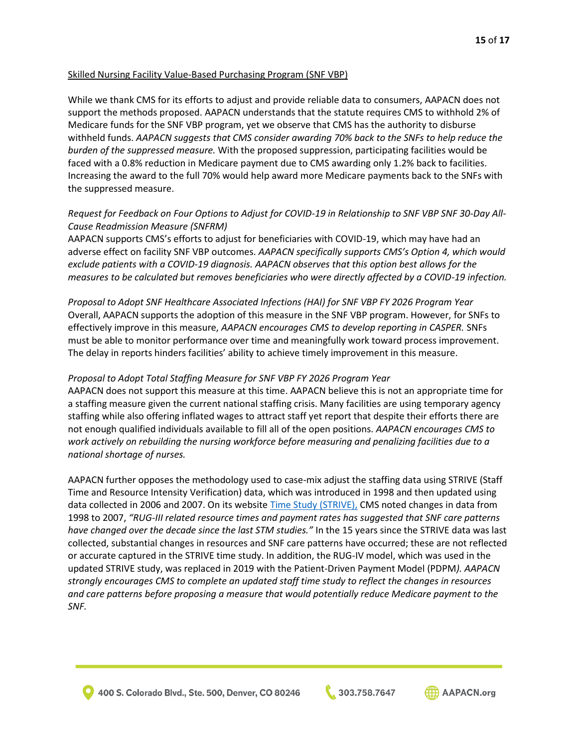<u>Skilled Nursing Facility Value-Based Purchasing Program (SNF VBP)</u>

While we thank CMS for its efforts to adjust and provide reliable data to consumers, AAPACN does not support the methods proposed. AAPACN understands that the statute requires CMS to withhold 2% of Medicare funds for the SNF VBP program, yet we observe that CMS has the authority to disburse withheld funds. *AAPACN suggests that CMS consider awarding 70% back to the SNFs to help reduce the burden of the suppressed measure.* With the proposed suppression, participating facilities would be faced with a 0.8% reduction in Medicare payment due to CMS awarding only 1.2% back to facilities. Increasing the award to the full 70% would help award more Medicare payments back to the SNFs with the suppressed measure.

*Request for Feedback on Four Options to Adjust for COVID-19 in Relationship to SNF VBP SNF 30-Day All-Cause Readmission Measure (SNFRM)*
AAPACN supports CMS's efforts to adjust for beneficiaries with COVID-19, which may have had an adverse effect on facility SNF VBP outcomes. *AAPACN specifically supports CMS's Option 4, which would exclude patients with a COVID-19 diagnosis. AAPACN observes that this option best allows for the measures to be calculated but removes beneficiaries who were directly affected by a COVID-19 infection.*

*Proposal to Adopt SNF Healthcare Associated Infections (HAI) for SNF VBP FY 2026 Program Year*
Overall, AAPACN supports the adoption of this measure in the SNF VBP program. However, for SNFs to effectively improve in this measure, *AAPACN encourages CMS to develop reporting in CASPER.* SNFs must be able to monitor performance over time and meaningfully work toward process improvement. The delay in reports hinders facilities' ability to achieve timely improvement in this measure.

*Proposal to Adopt Total Staffing Measure for SNF VBP FY 2026 Program Year*
AAPACN does not support this measure at this time. AAPACN believe this is not an appropriate time for a staffing measure given the current national staffing crisis. Many facilities are using temporary agency staffing while also offering inflated wages to attract staff yet report that despite their efforts there are not enough qualified individuals available to fill all of the open positions. *AAPACN encourages CMS to work actively on rebuilding the nursing workforce before measuring and penalizing facilities due to a national shortage of nurses.*

AAPACN further opposes the methodology used to case-mix adjust the staffing data using STRIVE (Staff Time and Resource Intensity Verification) data, which was introduced in 1998 and then updated using data collected in 2006 and 2007. On its website [Time Study (STRIVE),]() CMS noted changes in data from 1998 to 2007, *"RUG-III related resource times and payment rates has suggested that SNF care patterns have changed over the decade since the last STM studies."* In the 15 years since the STRIVE data was last collected, substantial changes in resources and SNF care patterns have occurred; these are not reflected or accurate captured in the STRIVE time study. In addition, the RUG-IV model, which was used in the updated STRIVE study, was replaced in 2019 with the Patient-Driven Payment Model (PDPM*). AAPACN strongly encourages CMS to complete an updated staff time study to reflect the changes in resources and care patterns before proposing a measure that would potentially reduce Medicare payment to the SNF.*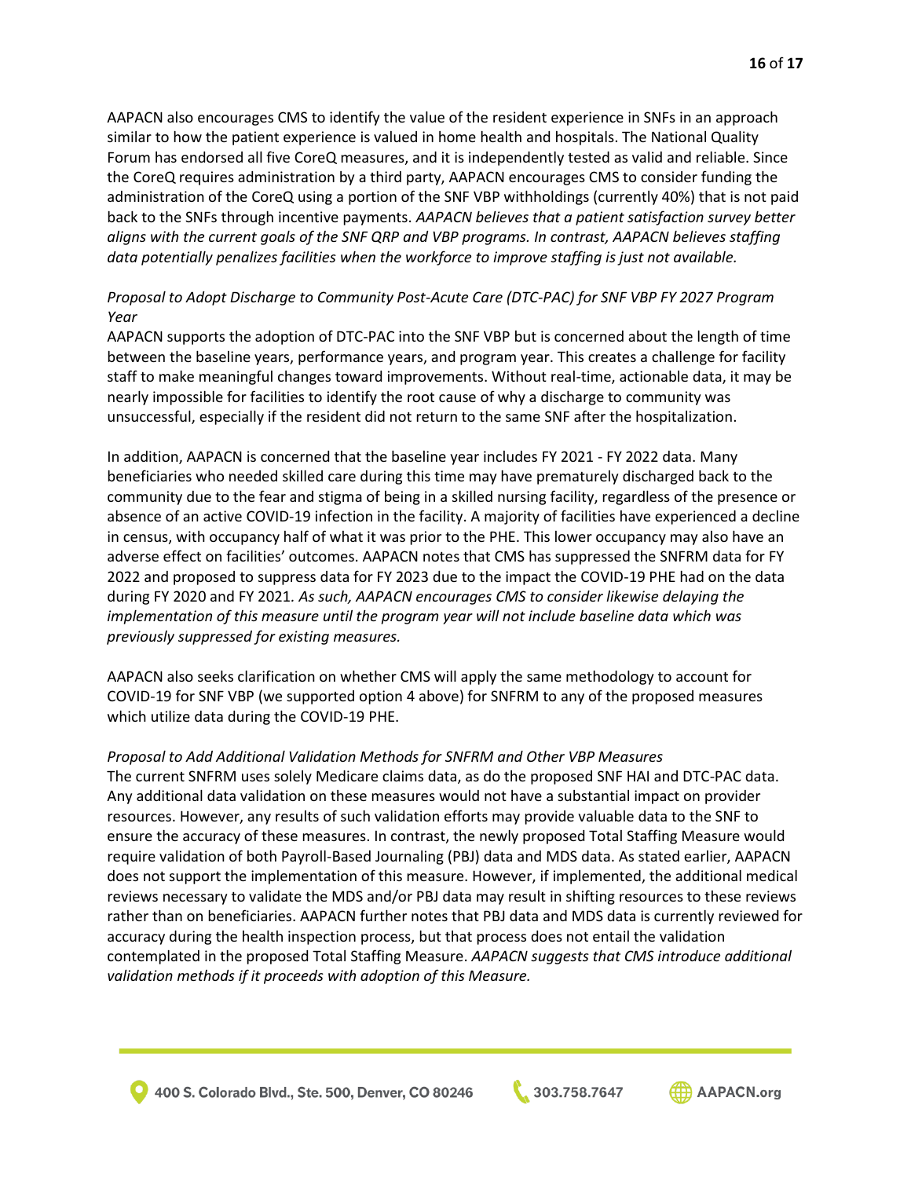AAPACN also encourages CMS to identify the value of the resident experience in SNFs in an approach similar to how the patient experience is valued in home health and hospitals. The National Quality Forum has endorsed all five CoreQ measures, and it is independently tested as valid and reliable. Since the CoreQ requires administration by a third party, AAPACN encourages CMS to consider funding the administration of the CoreQ using a portion of the SNF VBP withholdings (currently 40%) that is not paid back to the SNFs through incentive payments. *AAPACN believes that a patient satisfaction survey better aligns with the current goals of the SNF QRP and VBP programs. In contrast, AAPACN believes staffing data potentially penalizes facilities when the workforce to improve staffing is just not available.*

*Proposal to Adopt Discharge to Community Post-Acute Care (DTC-PAC) for SNF VBP FY 2027 Program Year*

AAPACN supports the adoption of DTC-PAC into the SNF VBP but is concerned about the length of time between the baseline years, performance years, and program year. This creates a challenge for facility staff to make meaningful changes toward improvements. Without real-time, actionable data, it may be nearly impossible for facilities to identify the root cause of why a discharge to community was unsuccessful, especially if the resident did not return to the same SNF after the hospitalization.

In addition, AAPACN is concerned that the baseline year includes FY 2021 - FY 2022 data. Many beneficiaries who needed skilled care during this time may have prematurely discharged back to the community due to the fear and stigma of being in a skilled nursing facility, regardless of the presence or absence of an active COVID-19 infection in the facility. A majority of facilities have experienced a decline in census, with occupancy half of what it was prior to the PHE. This lower occupancy may also have an adverse effect on facilities' outcomes. AAPACN notes that CMS has suppressed the SNFRM data for FY 2022 and proposed to suppress data for FY 2023 due to the impact the COVID-19 PHE had on the data during FY 2020 and FY 2021. *As such, AAPACN encourages CMS to consider likewise delaying the implementation of this measure until the program year will not include baseline data which was previously suppressed for existing measures.*

AAPACN also seeks clarification on whether CMS will apply the same methodology to account for COVID-19 for SNF VBP (we supported option 4 above) for SNFRM to any of the proposed measures which utilize data during the COVID-19 PHE.

*Proposal to Add Additional Validation Methods for SNFRM and Other VBP Measures*

The current SNFRM uses solely Medicare claims data, as do the proposed SNF HAI and DTC-PAC data. Any additional data validation on these measures would not have a substantial impact on provider resources. However, any results of such validation efforts may provide valuable data to the SNF to ensure the accuracy of these measures. In contrast, the newly proposed Total Staffing Measure would require validation of both Payroll-Based Journaling (PBJ) data and MDS data. As stated earlier, AAPACN does not support the implementation of this measure. However, if implemented, the additional medical reviews necessary to validate the MDS and/or PBJ data may result in shifting resources to these reviews rather than on beneficiaries. AAPACN further notes that PBJ data and MDS data is currently reviewed for accuracy during the health inspection process, but that process does not entail the validation contemplated in the proposed Total Staffing Measure. *AAPACN suggests that CMS introduce additional validation methods if it proceeds with adoption of this Measure.*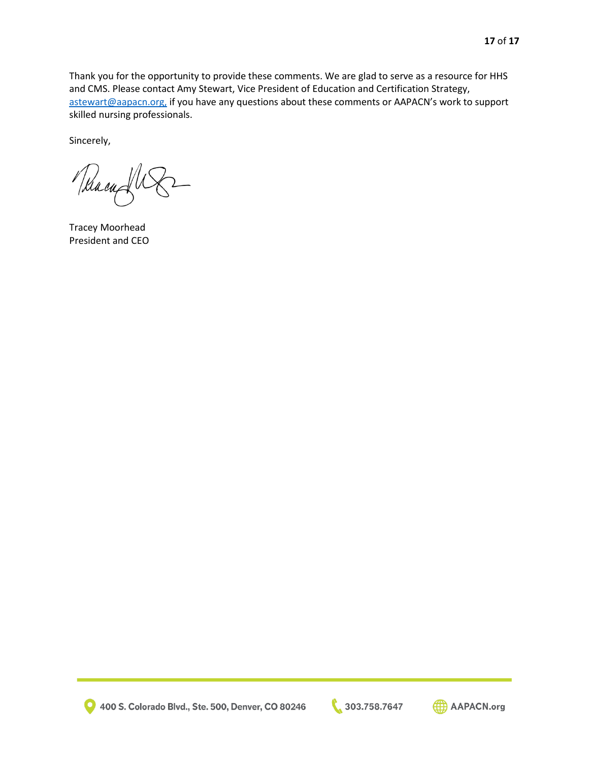Thank you for the opportunity to provide these comments. We are glad to serve as a resource for HHS and CMS. Please contact Amy Stewart, Vice President of Education and Certification Strategy, [astewart@aapacn.org,](mailto:astewart@aapacn.org) if you have any questions about these comments or AAPACN's work to support skilled nursing professionals.

Sincerely,

Tracey Moorhead
President and CEO